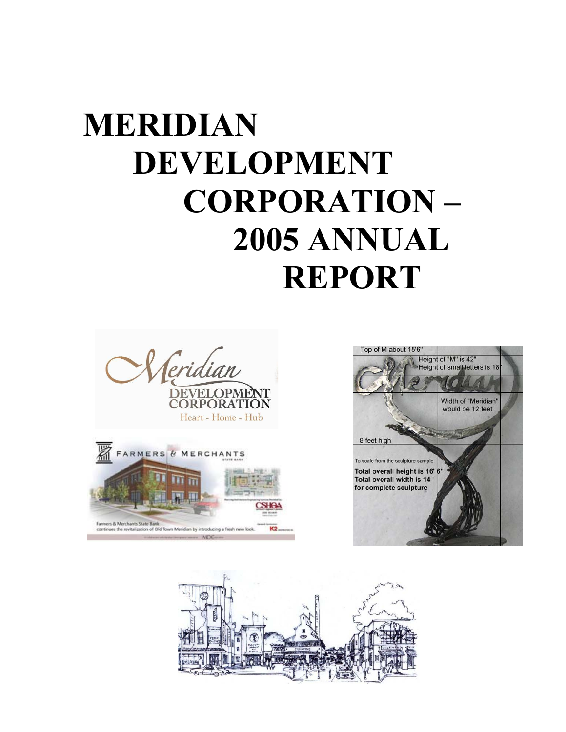# MERIDIAN DEVELOPMENT CORPORATION – 2005 ANNUAL REPORT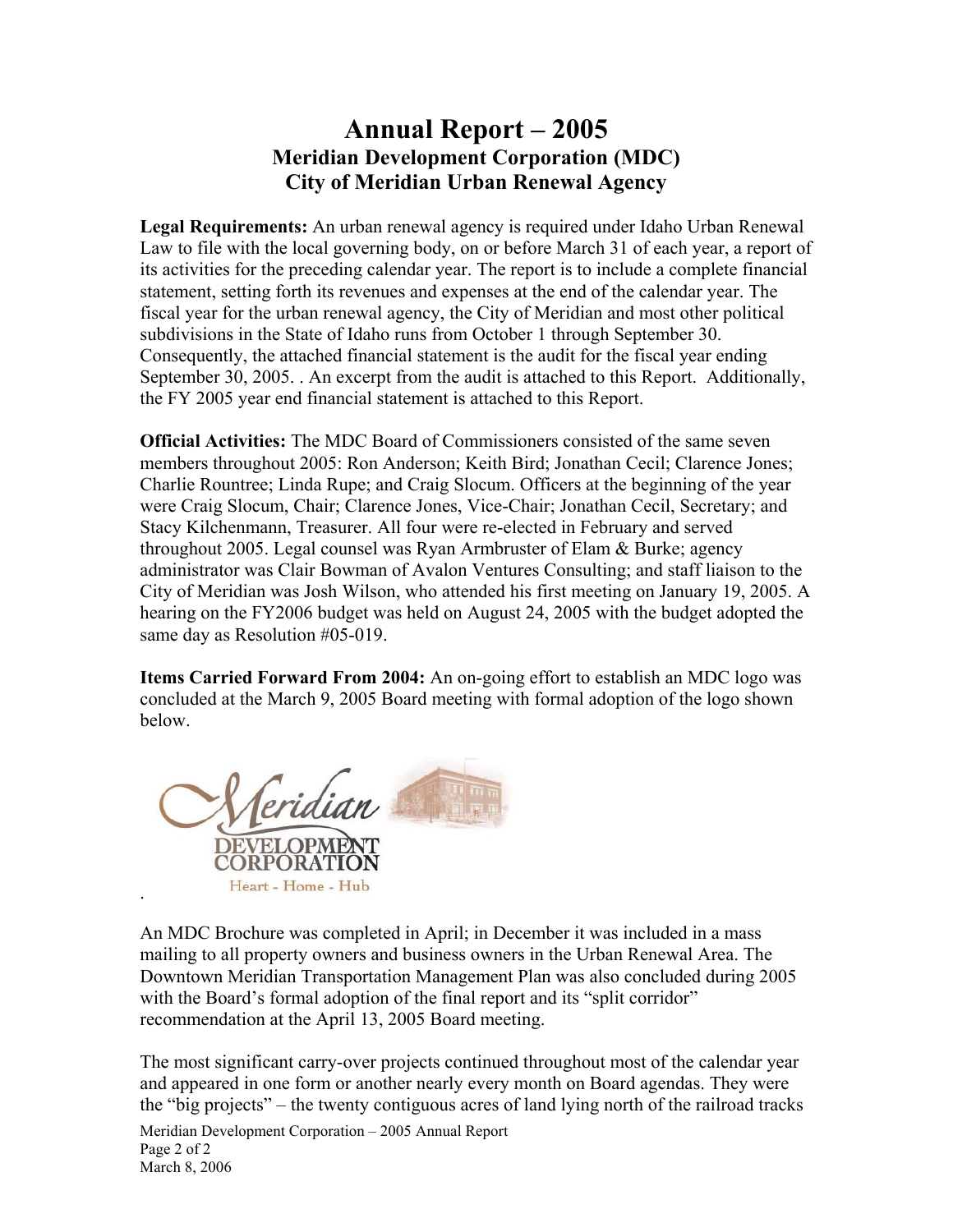# Annual Report – 2005

## Meridian Development Corporation (MDC)

## City of Meridian Urban Renewal Agency

**Legal Requirements:** An urban renewal agency is required under Idaho Urban Renewal Law to file with the local governing body, on or before March 31 of each year, a report of its activities for the preceding calendar year. The report is to include a complete financial statement, setting forth its revenues and expenses at the end of the calendar year. The fiscal year for the urban renewal agency, the City of Meridian and most other political subdivisions in the State of Idaho runs from October 1 through September 30. Consequently, the attached financial statement is the audit for the fiscal year ending September 30, 2005. . An excerpt from the audit is attached to this Report. Additionally, the FY 2005 year end financial statement is attached to this Report.

**Official Activities:** The MDC Board of Commissioners consisted of the same seven members throughout 2005: Ron Anderson; Keith Bird; Jonathan Cecil; Clarence Jones; Charlie Rountree; Linda Rupe; and Craig Slocum. Officers at the beginning of the year were Craig Slocum, Chair; Clarence Jones, Vice-Chair; Jonathan Cecil, Secretary; and Stacy Kilchenmann, Treasurer. All four were re-elected in February and served throughout 2005. Legal counsel was Ryan Armbruster of Elam & Burke; agency administrator was Clair Bowman of Avalon Ventures Consulting; and staff liaison to the City of Meridian was Josh Wilson, who attended his first meeting on January 19, 2005. A hearing on the FY2006 budget was held on August 24, 2005 with the budget adopted the same day as Resolution #05-019.

**Items Carried Forward From 2004:** An on-going effort to establish an MDC logo was concluded at the March 9, 2005 Board meeting with formal adoption of the logo shown below.

Meridian DEVELOPMENT CORPORATION
Heart - Home - Hub

.

An MDC Brochure was completed in April; in December it was included in a mass mailing to all property owners and business owners in the Urban Renewal Area. The Downtown Meridian Transportation Management Plan was also concluded during 2005 with the Board's formal adoption of the final report and its "split corridor" recommendation at the April 13, 2005 Board meeting.

The most significant carry-over projects continued throughout most of the calendar year and appeared in one form or another nearly every month on Board agendas. They were the "big projects" – the twenty contiguous acres of land lying north of the railroad tracks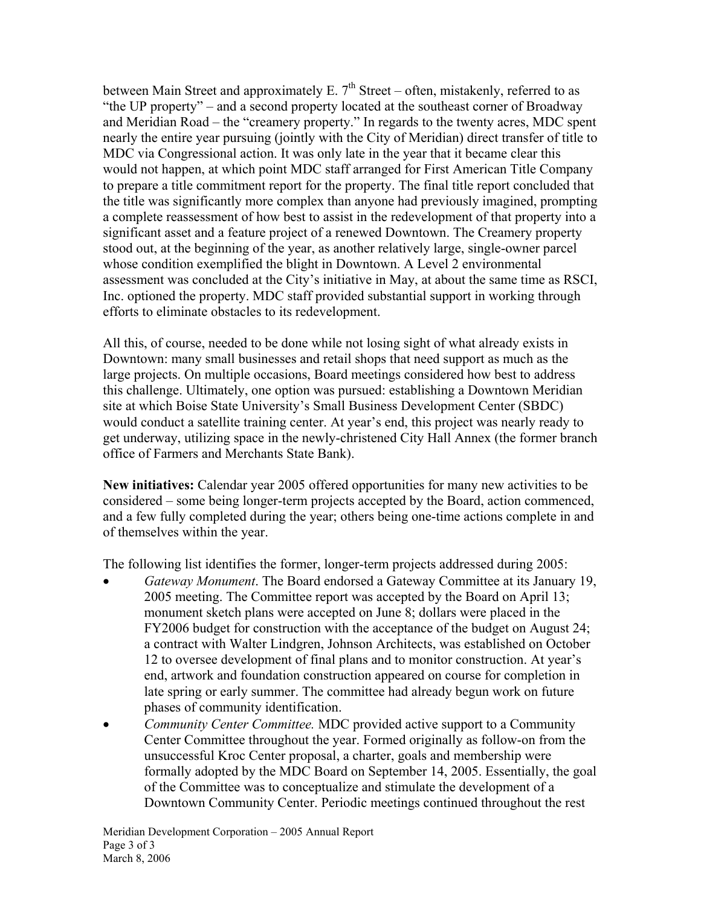between Main Street and approximately E. 7th Street – often, mistakenly, referred to as "the UP property" – and a second property located at the southeast corner of Broadway and Meridian Road – the "creamery property." In regards to the twenty acres, MDC spent nearly the entire year pursuing (jointly with the City of Meridian) direct transfer of title to MDC via Congressional action. It was only late in the year that it became clear this would not happen, at which point MDC staff arranged for First American Title Company to prepare a title commitment report for the property. The final title report concluded that the title was significantly more complex than anyone had previously imagined, prompting a complete reassessment of how best to assist in the redevelopment of that property into a significant asset and a feature project of a renewed Downtown. The Creamery property stood out, at the beginning of the year, as another relatively large, single-owner parcel whose condition exemplified the blight in Downtown. A Level 2 environmental assessment was concluded at the City's initiative in May, at about the same time as RSCI, Inc. optioned the property. MDC staff provided substantial support in working through efforts to eliminate obstacles to its redevelopment.

All this, of course, needed to be done while not losing sight of what already exists in Downtown: many small businesses and retail shops that need support as much as the large projects. On multiple occasions, Board meetings considered how best to address this challenge. Ultimately, one option was pursued: establishing a Downtown Meridian site at which Boise State University's Small Business Development Center (SBDC) would conduct a satellite training center. At year's end, this project was nearly ready to get underway, utilizing space in the newly-christened City Hall Annex (the former branch office of Farmers and Merchants State Bank).

**New initiatives:** Calendar year 2005 offered opportunities for many new activities to be considered – some being longer-term projects accepted by the Board, action commenced, and a few fully completed during the year; others being one-time actions complete in and of themselves within the year.

The following list identifies the former, longer-term projects addressed during 2005:

- *Gateway Monument*. The Board endorsed a Gateway Committee at its January 19, 2005 meeting. The Committee report was accepted by the Board on April 13; monument sketch plans were accepted on June 8; dollars were placed in the FY2006 budget for construction with the acceptance of the budget on August 24; a contract with Walter Lindgren, Johnson Architects, was established on October 12 to oversee development of final plans and to monitor construction. At year's end, artwork and foundation construction appeared on course for completion in late spring or early summer. The committee had already begun work on future phases of community identification.
- *Community Center Committee.* MDC provided active support to a Community Center Committee throughout the year. Formed originally as follow-on from the unsuccessful Kroc Center proposal, a charter, goals and membership were formally adopted by the MDC Board on September 14, 2005. Essentially, the goal of the Committee was to conceptualize and stimulate the development of a Downtown Community Center. Periodic meetings continued throughout the rest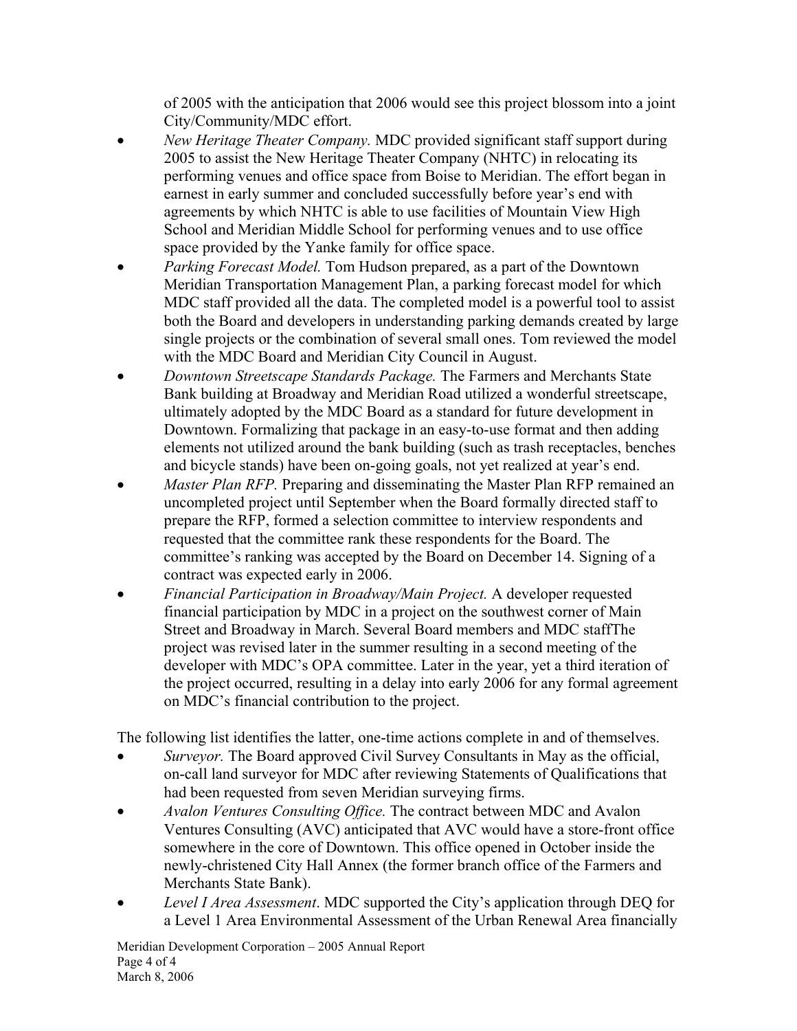of 2005 with the anticipation that 2006 would see this project blossom into a joint City/Community/MDC effort.

- *New Heritage Theater Company.* MDC provided significant staff support during 2005 to assist the New Heritage Theater Company (NHTC) in relocating its performing venues and office space from Boise to Meridian. The effort began in earnest in early summer and concluded successfully before year's end with agreements by which NHTC is able to use facilities of Mountain View High School and Meridian Middle School for performing venues and to use office space provided by the Yanke family for office space.
- *Parking Forecast Model.* Tom Hudson prepared, as a part of the Downtown Meridian Transportation Management Plan, a parking forecast model for which MDC staff provided all the data. The completed model is a powerful tool to assist both the Board and developers in understanding parking demands created by large single projects or the combination of several small ones. Tom reviewed the model with the MDC Board and Meridian City Council in August.
- *Downtown Streetscape Standards Package.* The Farmers and Merchants State Bank building at Broadway and Meridian Road utilized a wonderful streetscape, ultimately adopted by the MDC Board as a standard for future development in Downtown. Formalizing that package in an easy-to-use format and then adding elements not utilized around the bank building (such as trash receptacles, benches and bicycle stands) have been on-going goals, not yet realized at year's end.
- *Master Plan RFP.* Preparing and disseminating the Master Plan RFP remained an uncompleted project until September when the Board formally directed staff to prepare the RFP, formed a selection committee to interview respondents and requested that the committee rank these respondents for the Board. The committee's ranking was accepted by the Board on December 14. Signing of a contract was expected early in 2006.
- *Financial Participation in Broadway/Main Project.* A developer requested financial participation by MDC in a project on the southwest corner of Main Street and Broadway in March. Several Board members and MDC staffThe project was revised later in the summer resulting in a second meeting of the developer with MDC's OPA committee. Later in the year, yet a third iteration of the project occurred, resulting in a delay into early 2006 for any formal agreement on MDC's financial contribution to the project.

The following list identifies the latter, one-time actions complete in and of themselves.

- *Surveyor.* The Board approved Civil Survey Consultants in May as the official, on-call land surveyor for MDC after reviewing Statements of Qualifications that had been requested from seven Meridian surveying firms.
- *Avalon Ventures Consulting Office.* The contract between MDC and Avalon Ventures Consulting (AVC) anticipated that AVC would have a store-front office somewhere in the core of Downtown. This office opened in October inside the newly-christened City Hall Annex (the former branch office of the Farmers and Merchants State Bank).
- *Level I Area Assessment*. MDC supported the City's application through DEQ for a Level 1 Area Environmental Assessment of the Urban Renewal Area financially

Meridian Development Corporation – 2005 Annual Report
March 8, 2006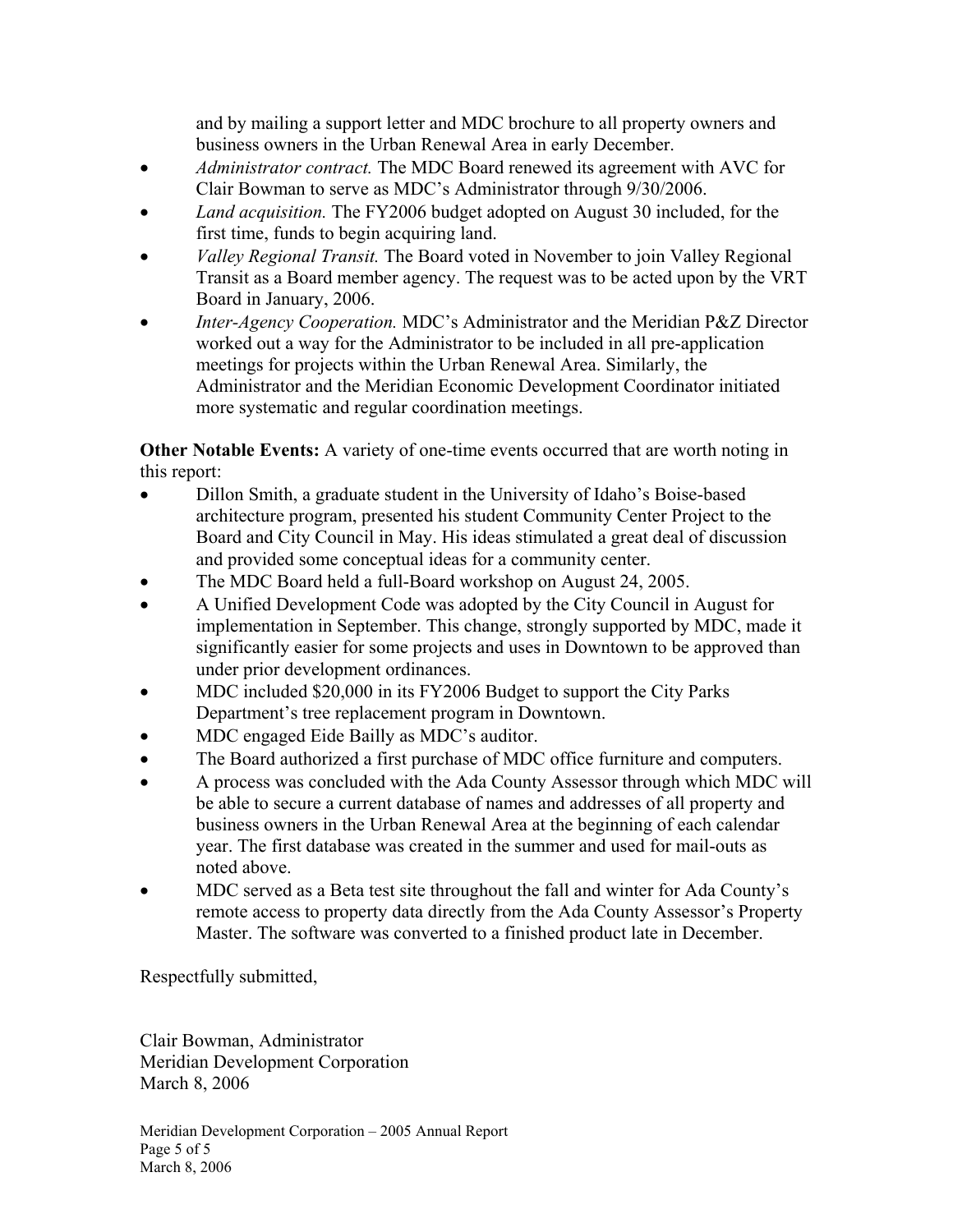and by mailing a support letter and MDC brochure to all property owners and business owners in the Urban Renewal Area in early December.

- *Administrator contract.* The MDC Board renewed its agreement with AVC for Clair Bowman to serve as MDC's Administrator through 9/30/2006.
- *Land acquisition.* The FY2006 budget adopted on August 30 included, for the first time, funds to begin acquiring land.
- *Valley Regional Transit.* The Board voted in November to join Valley Regional Transit as a Board member agency. The request was to be acted upon by the VRT Board in January, 2006.
- *Inter-Agency Cooperation.* MDC's Administrator and the Meridian P&Z Director worked out a way for the Administrator to be included in all pre-application meetings for projects within the Urban Renewal Area. Similarly, the Administrator and the Meridian Economic Development Coordinator initiated more systematic and regular coordination meetings.

**Other Notable Events:** A variety of one-time events occurred that are worth noting in this report:

- Dillon Smith, a graduate student in the University of Idaho's Boise-based architecture program, presented his student Community Center Project to the Board and City Council in May. His ideas stimulated a great deal of discussion and provided some conceptual ideas for a community center.
- The MDC Board held a full-Board workshop on August 24, 2005.
- A Unified Development Code was adopted by the City Council in August for implementation in September. This change, strongly supported by MDC, made it significantly easier for some projects and uses in Downtown to be approved than under prior development ordinances.
- MDC included $20,000 in its FY2006 Budget to support the City Parks Department's tree replacement program in Downtown.
- MDC engaged Eide Bailly as MDC's auditor.
- The Board authorized a first purchase of MDC office furniture and computers.
- A process was concluded with the Ada County Assessor through which MDC will be able to secure a current database of names and addresses of all property and business owners in the Urban Renewal Area at the beginning of each calendar year. The first database was created in the summer and used for mail-outs as noted above.
- MDC served as a Beta test site throughout the fall and winter for Ada County's remote access to property data directly from the Ada County Assessor's Property Master. The software was converted to a finished product late in December.

Respectfully submitted,

Clair Bowman, Administrator
Meridian Development Corporation
March 8, 2006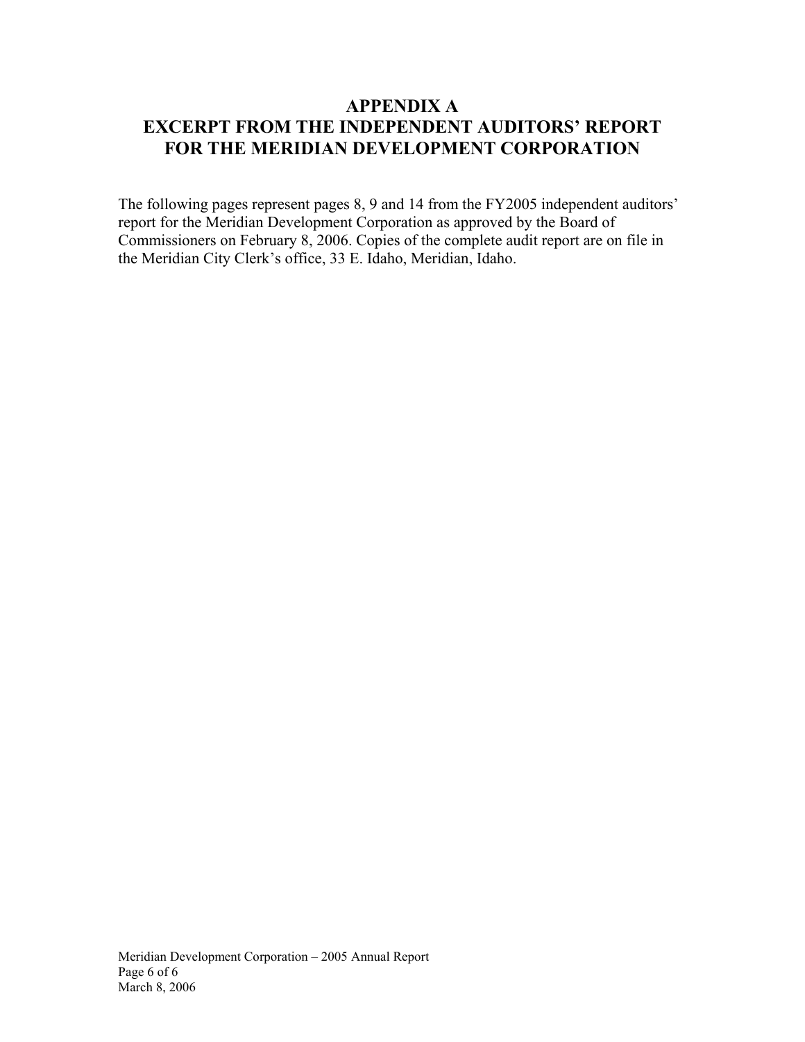# APPENDIX A
# EXCERPT FROM THE INDEPENDENT AUDITORS' REPORT FOR THE MERIDIAN DEVELOPMENT CORPORATION

The following pages represent pages 8, 9 and 14 from the FY2005 independent auditors' report for the Meridian Development Corporation as approved by the Board of Commissioners on February 8, 2006. Copies of the complete audit report are on file in the Meridian City Clerk's office, 33 E. Idaho, Meridian, Idaho.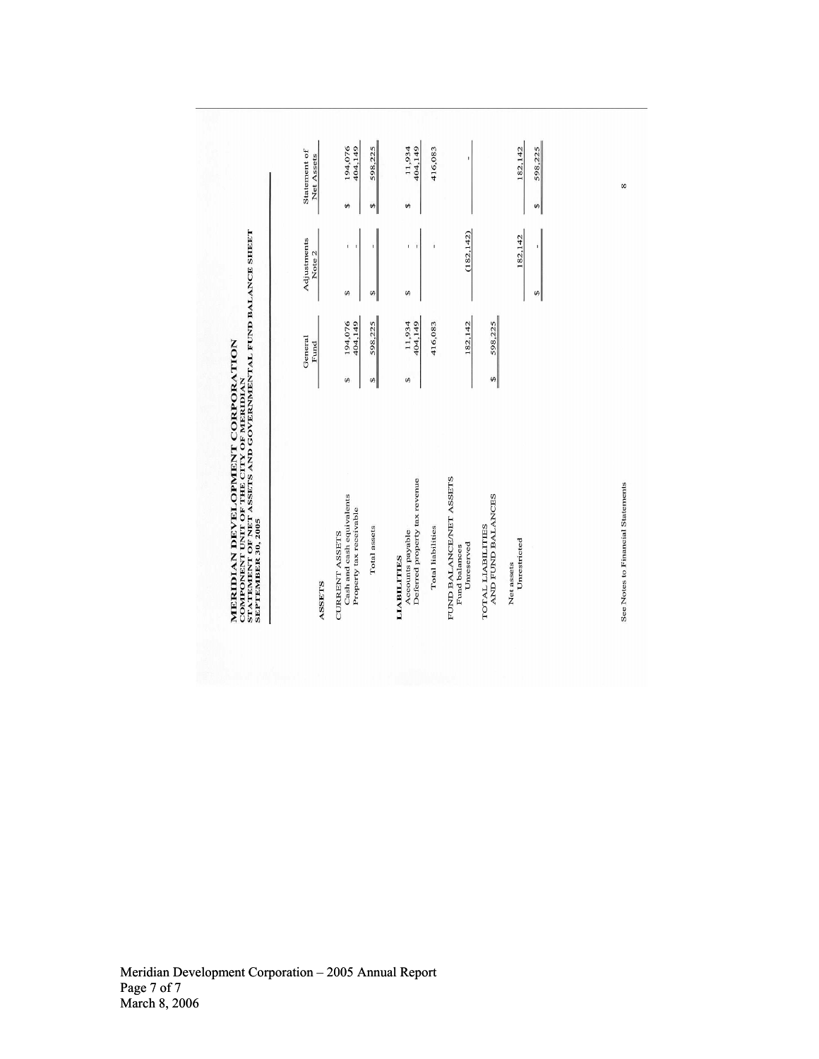# MERIDIAN DEVELOPMENT CORPORATION

**COMPONENT UNIT OF THE CITY OF MERIDIAN**
**STATEMENT OF NET ASSETS AND GOVERNMENTAL FUND BALANCE SHEET**
**SEPTEMBER 30, 2005**

| | General Fund | Adjustments Note 2 | Statement of Net Assets |
|---|---|---|---|
| **ASSETS** | | | |
| CURRENT ASSETS | | | |
| Cash and cash equivalents | $ 194,076 | $ - | $ 194,076 |
| Property tax receivable | 404,149 | - | 404,149 |
| Total assets | $ 598,225 | $ - | $ 598,225 |
| **LIABILITIES** | | | |
| Accounts payable | $ 11,934 | $ - | $ 11,934 |
| Deferred property tax revenue | 404,149 | - | 404,149 |
| Total liabilities | 416,083 | - | 416,083 |
| FUND BALANCE/NET ASSETS | | | |
| Fund balances | | | |
| Unreserved | 182,142 | (182,142) | - |
| TOTAL LIABILITIES AND FUND BALANCES | $ 598,225 | | |
| Net assets | | | |
| Unrestricted | | 182,142 | 182,142 |
| | | $ - | $ 598,225 |

See Notes to Financial Statements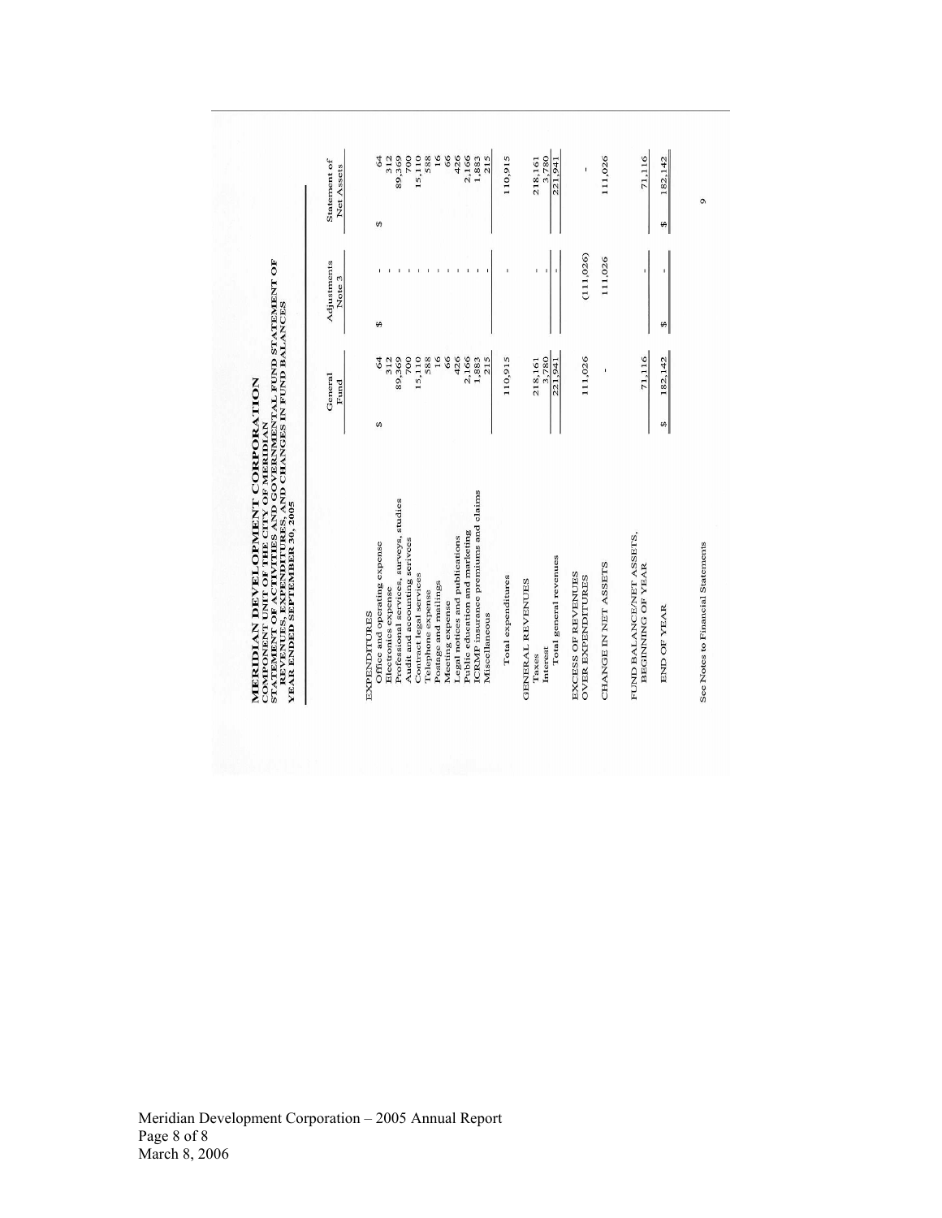# MERIDIAN DEVELOPMENT CORPORATION

**COMPONENT UNIT OF THE CITY OF MERIDIAN**
**STATEMENT OF ACTIVITIES AND GOVERNMENTAL FUND STATEMENT OF REVENUES, EXPENDITURES, AND CHANGES IN FUND BALANCES**
**YEAR ENDED SEPTEMBER 30, 2005**

| | General Fund | Adjustments Note 3 | Statement of Net Assets |
|---|---|---|---|
| EXPENDITURES | | | |
| Office and operating expense | $ 64 | $ - | $ 64 |
| Electronics expense | 312 | - | 312 |
| Professional services, surveys, studies | 89,369 | - | 89,369 |
| Audit and accounting services | 700 | - | 700 |
| Contract legal services | 15,110 | - | 15,110 |
| Telephone expense | 588 | - | 588 |
| Postage and mailings | 16 | - | 16 |
| Meeting expense | 66 | - | 66 |
| Legal notices and publications | 426 | - | 426 |
| Public education and marketing | 2,166 | - | 2,166 |
| ICRMP insurance premiums and claims | 1,883 | - | 1,883 |
| Miscellaneous | 215 | - | 215 |
| Total expenditures | 110,915 | - | 110,915 |
| GENERAL REVENUES | | | |
| Taxes | 218,161 | - | 218,161 |
| Interest | 3,780 | - | 3,780 |
| Total general revenues | 221,941 | - | 221,941 |
| EXCESS OF REVENUES OVER EXPENDITURES | 111,026 | (111,026) | - |
| CHANGE IN NET ASSETS | - | 111,026 | 111,026 |
| FUND BALANCE/NET ASSETS, BEGINNING OF YEAR | 71,116 | - | 71,116 |
| END OF YEAR | $ 182,142 | $ - | $ 182,142 |

See Notes to Financial Statements

Meridian Development Corporation – 2005 Annual Report
Page 8 of 8
March 8, 2006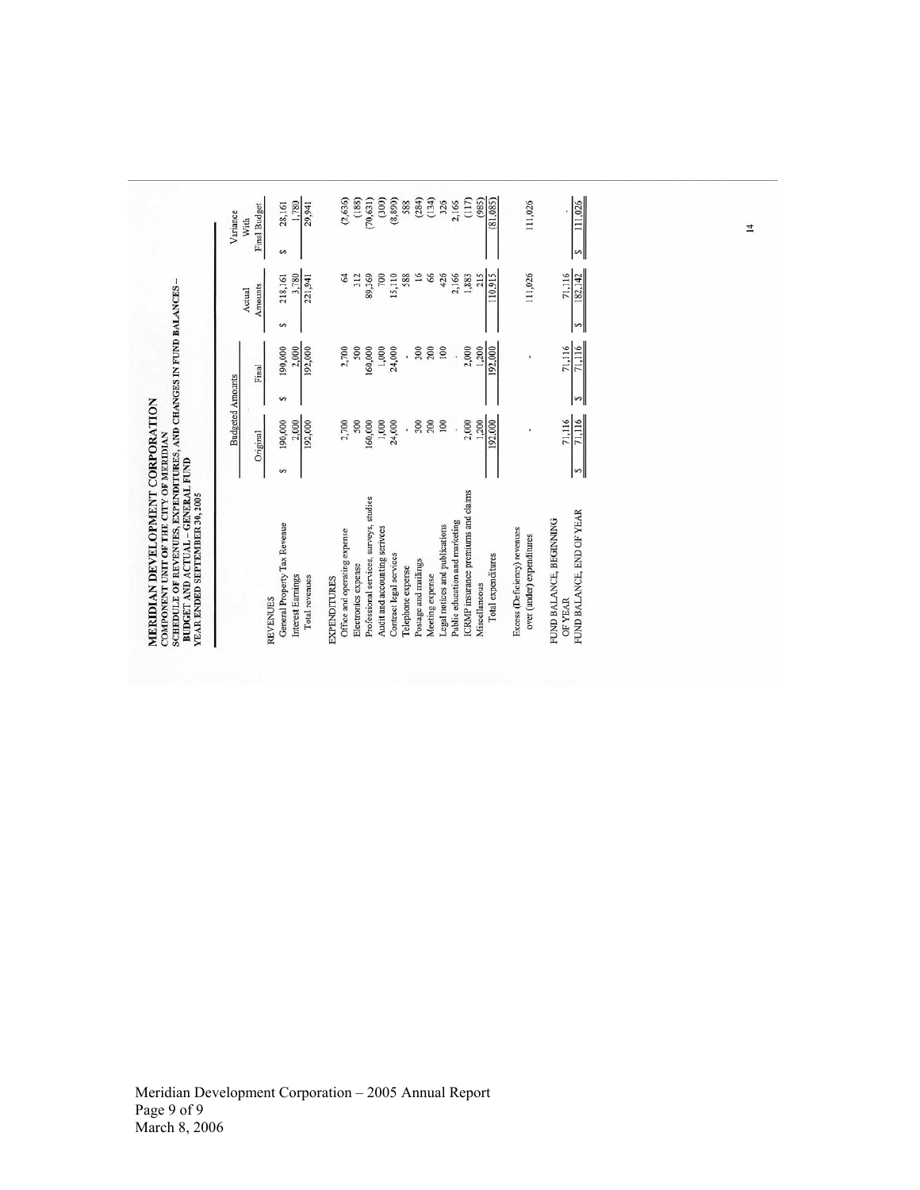# MERIDIAN DEVELOPMENT CORPORATION

COMPONENT UNIT OF THE CITY OF MERIDIAN
SCHEDULE OF REVENUES, EXPENDITURES, AND CHANGES IN FUND BALANCES –
BUDGET AND ACTUAL – GENERAL FUND
YEAR ENDED SEPTEMBER 30, 2005

| | Budgeted Amounts | | Actual Amounts | Variance With Final Budget |
|---|---|---|---|---|
| | Original | Final | | |
| REVENUES | | | | |
| General Property Tax Revenue | $ 190,000 | $ 190,000 | $ 218,161 | $ 28,161 |
| Interest Earnings | 2,000 | 2,000 | 3,780 | 1,780 |
| Total revenues | 192,000 | 192,000 | 221,941 | 29,941 |
| EXPENDITURES | | | | |
| Office and operating expense | 2,700 | 2,700 | 64 | (2,636) |
| Electronics expense | 500 | 500 | 312 | (188) |
| Professional services, surveys, studies | 160,000 | 160,000 | 89,369 | (70,631) |
| Audit and accounting services | 1,000 | 1,000 | 700 | (300) |
| Contract legal services | 24,000 | 24,000 | 15,110 | (8,890) |
| Telephone expense | - | - | 588 | 588 |
| Postage and mailings | 300 | 300 | 16 | (284) |
| Meeting expense | 200 | 200 | 66 | (134) |
| Legal notices and publications | 100 | 100 | 426 | 326 |
| Public education and marketing | - | - | 2,166 | 2,166 |
| ICRMP insurance premiums and claims | 2,000 | 2,000 | 1,883 | (117) |
| Miscellaneous | 1,200 | 1,200 | 215 | (985) |
| Total expenditures | 192,000 | 192,000 | 110,915 | (81,085) |
| Excess (Deficiency) revenues over (under) expenditures | - | - | 111,026 | 111,026 |
| FUND BALANCE, BEGINNING OF YEAR | 71,116 | 71,116 | 71,116 | - |
| FUND BALANCE, END OF YEAR | $ 71,116 | $ 71,116 | $ 182,142 | $ 111,026 |

14

Meridian Development Corporation – 2005 Annual Report
March 8, 2006